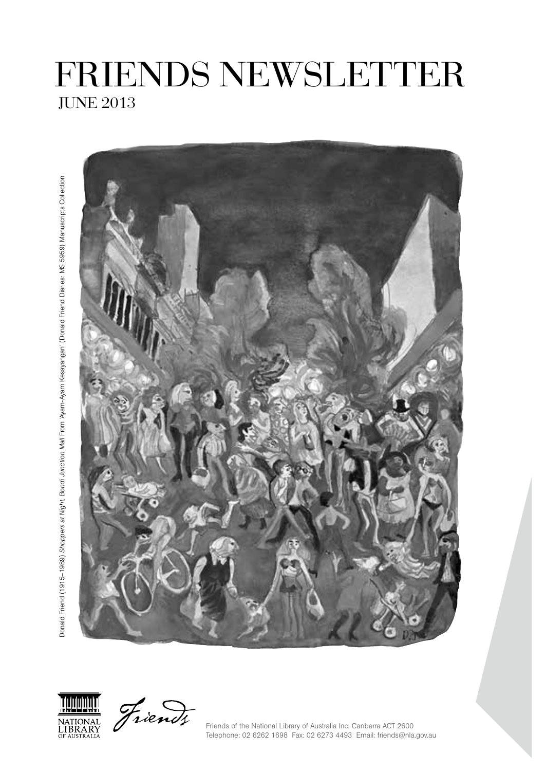# FRIENDS NEWSLETTER

## JUNE 2013

Donald Friend (1915–1989) *Shoppers at Night, Bondi Junction Mall* From 'Ayam-Ayam Kesayangan' (Donald Friend Diaries: MS 5959) Manuscripts Collection

Friends of the National Library of Australia Inc. Canberra ACT 2600
Telephone: 02 6262 1698 Fax: 02 6273 4493 Email: friends@nla.gov.au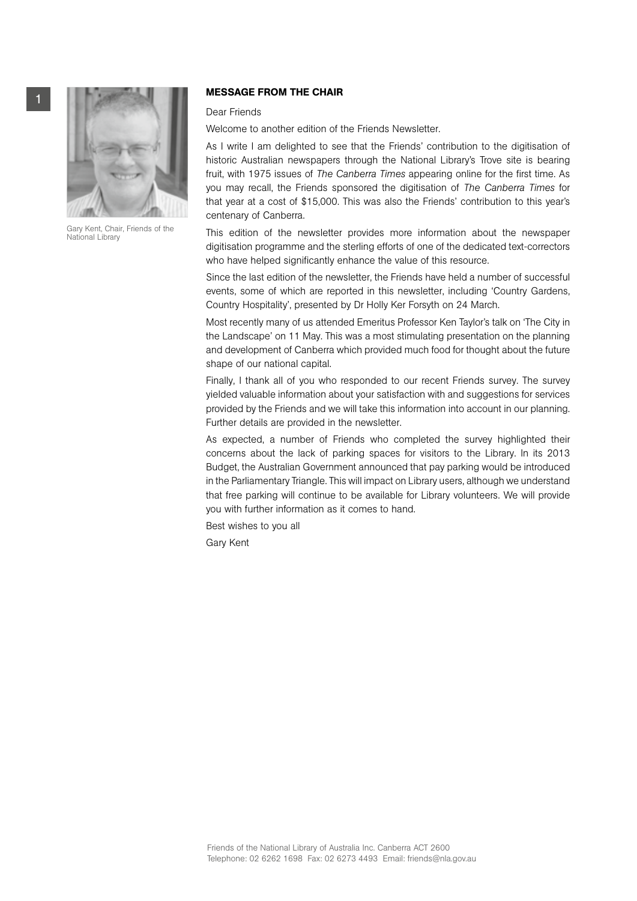Gary Kent, Chair, Friends of the National Library

## MESSAGE FROM THE CHAIR

Dear Friends

Welcome to another edition of the Friends Newsletter.

As I write I am delighted to see that the Friends' contribution to the digitisation of historic Australian newspapers through the National Library's Trove site is bearing fruit, with 1975 issues of *The Canberra Times* appearing online for the first time. As you may recall, the Friends sponsored the digitisation of *The Canberra Times* for that year at a cost of $15,000. This was also the Friends' contribution to this year's centenary of Canberra.

This edition of the newsletter provides more information about the newspaper digitisation programme and the sterling efforts of one of the dedicated text-correctors who have helped significantly enhance the value of this resource.

Since the last edition of the newsletter, the Friends have held a number of successful events, some of which are reported in this newsletter, including 'Country Gardens, Country Hospitality', presented by Dr Holly Ker Forsyth on 24 March.

Most recently many of us attended Emeritus Professor Ken Taylor's talk on 'The City in the Landscape' on 11 May. This was a most stimulating presentation on the planning and development of Canberra which provided much food for thought about the future shape of our national capital.

Finally, I thank all of you who responded to our recent Friends survey. The survey yielded valuable information about your satisfaction with and suggestions for services provided by the Friends and we will take this information into account in our planning. Further details are provided in the newsletter.

As expected, a number of Friends who completed the survey highlighted their concerns about the lack of parking spaces for visitors to the Library. In its 2013 Budget, the Australian Government announced that pay parking would be introduced in the Parliamentary Triangle. This will impact on Library users, although we understand that free parking will continue to be available for Library volunteers. We will provide you with further information as it comes to hand.

Best wishes to you all

Gary Kent

Friends of the National Library of Australia Inc. Canberra ACT 2600
Telephone: 02 6262 1698 Fax: 02 6273 4493 Email: friends@nla.gov.au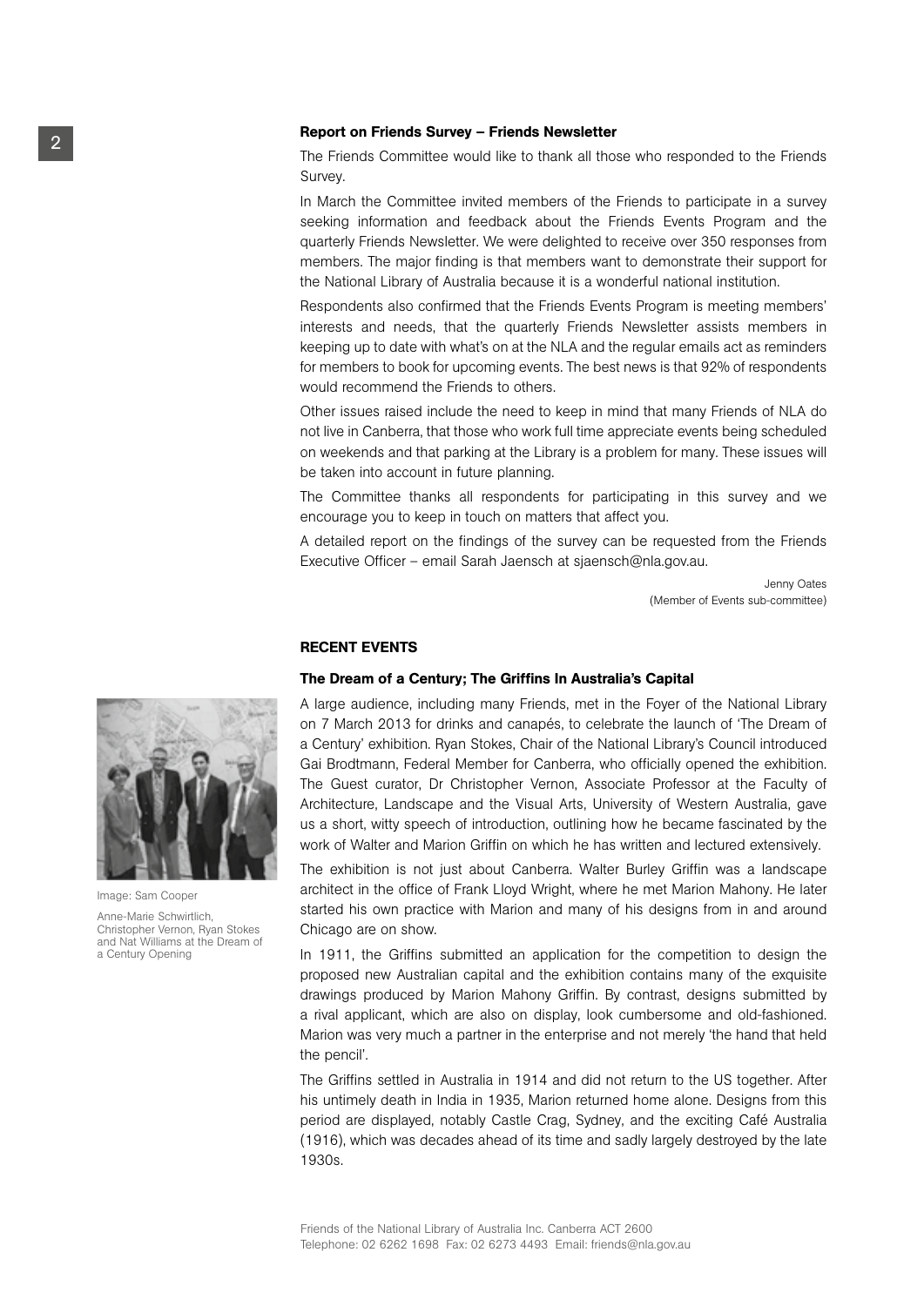### Report on Friends Survey – Friends Newsletter

The Friends Committee would like to thank all those who responded to the Friends Survey.

In March the Committee invited members of the Friends to participate in a survey seeking information and feedback about the Friends Events Program and the quarterly Friends Newsletter. We were delighted to receive over 350 responses from members. The major finding is that members want to demonstrate their support for the National Library of Australia because it is a wonderful national institution.

Respondents also confirmed that the Friends Events Program is meeting members' interests and needs, that the quarterly Friends Newsletter assists members in keeping up to date with what's on at the NLA and the regular emails act as reminders for members to book for upcoming events. The best news is that 92% of respondents would recommend the Friends to others.

Other issues raised include the need to keep in mind that many Friends of NLA do not live in Canberra, that those who work full time appreciate events being scheduled on weekends and that parking at the Library is a problem for many. These issues will be taken into account in future planning.

The Committee thanks all respondents for participating in this survey and we encourage you to keep in touch on matters that affect you.

A detailed report on the findings of the survey can be requested from the Friends Executive Officer – email Sarah Jaensch at sjaensch@nla.gov.au.

Jenny Oates
(Member of Events sub-committee)

## RECENT EVENTS

### The Dream of a Century; The Griffins In Australia's Capital

Image: Sam Cooper

Anne-Marie Schwirtlich, Christopher Vernon, Ryan Stokes and Nat Williams at the Dream of a Century Opening

A large audience, including many Friends, met in the Foyer of the National Library on 7 March 2013 for drinks and canapés, to celebrate the launch of 'The Dream of a Century' exhibition. Ryan Stokes, Chair of the National Library's Council introduced Gai Brodtmann, Federal Member for Canberra, who officially opened the exhibition. The Guest curator, Dr Christopher Vernon, Associate Professor at the Faculty of Architecture, Landscape and the Visual Arts, University of Western Australia, gave us a short, witty speech of introduction, outlining how he became fascinated by the work of Walter and Marion Griffin on which he has written and lectured extensively.

The exhibition is not just about Canberra. Walter Burley Griffin was a landscape architect in the office of Frank Lloyd Wright, where he met Marion Mahony. He later started his own practice with Marion and many of his designs from in and around Chicago are on show.

In 1911, the Griffins submitted an application for the competition to design the proposed new Australian capital and the exhibition contains many of the exquisite drawings produced by Marion Mahony Griffin. By contrast, designs submitted by a rival applicant, which are also on display, look cumbersome and old-fashioned. Marion was very much a partner in the enterprise and not merely 'the hand that held the pencil'.

The Griffins settled in Australia in 1914 and did not return to the US together. After his untimely death in India in 1935, Marion returned home alone. Designs from this period are displayed, notably Castle Crag, Sydney, and the exciting Café Australia (1916), which was decades ahead of its time and sadly largely destroyed by the late 1930s.

Friends of the National Library of Australia Inc. Canberra ACT 2600
Telephone: 02 6262 1698 Fax: 02 6273 4493 Email: friends@nla.gov.au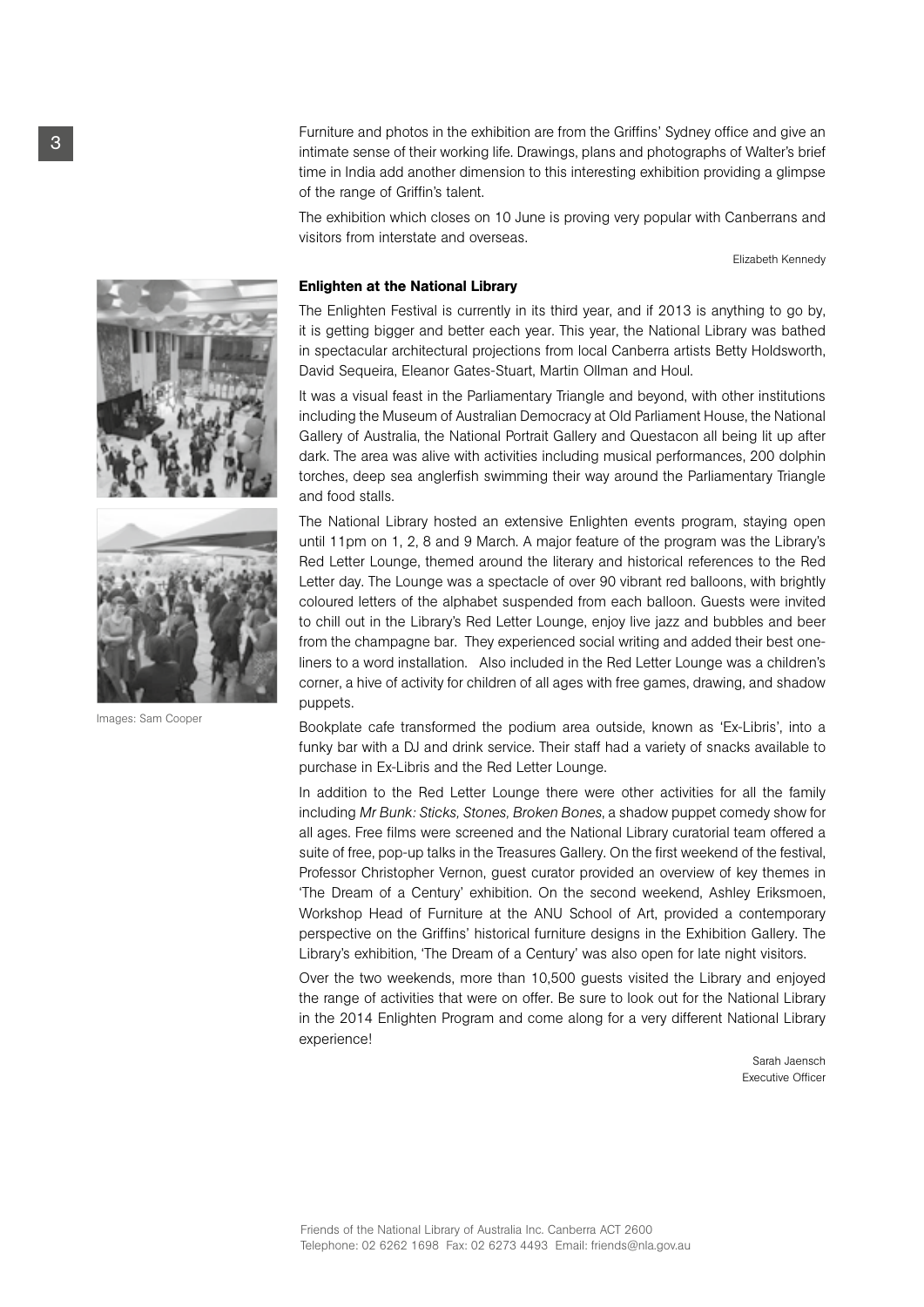Furniture and photos in the exhibition are from the Griffins' Sydney office and give an intimate sense of their working life. Drawings, plans and photographs of Walter's brief time in India add another dimension to this interesting exhibition providing a glimpse of the range of Griffin's talent.

The exhibition which closes on 10 June is proving very popular with Canberrans and visitors from interstate and overseas.

Elizabeth Kennedy

**Enlighten at the National Library**

The Enlighten Festival is currently in its third year, and if 2013 is anything to go by, it is getting bigger and better each year. This year, the National Library was bathed in spectacular architectural projections from local Canberra artists Betty Holdsworth, David Sequeira, Eleanor Gates-Stuart, Martin Ollman and Houl.

It was a visual feast in the Parliamentary Triangle and beyond, with other institutions including the Museum of Australian Democracy at Old Parliament House, the National Gallery of Australia, the National Portrait Gallery and Questacon all being lit up after dark. The area was alive with activities including musical performances, 200 dolphin torches, deep sea anglerfish swimming their way around the Parliamentary Triangle and food stalls.

The National Library hosted an extensive Enlighten events program, staying open until 11pm on 1, 2, 8 and 9 March. A major feature of the program was the Library's Red Letter Lounge, themed around the literary and historical references to the Red Letter day. The Lounge was a spectacle of over 90 vibrant red balloons, with brightly coloured letters of the alphabet suspended from each balloon. Guests were invited to chill out in the Library's Red Letter Lounge, enjoy live jazz and bubbles and beer from the champagne bar. They experienced social writing and added their best one-liners to a word installation. Also included in the Red Letter Lounge was a children's corner, a hive of activity for children of all ages with free games, drawing, and shadow puppets.

Images: Sam Cooper

Bookplate cafe transformed the podium area outside, known as 'Ex-Libris', into a funky bar with a DJ and drink service. Their staff had a variety of snacks available to purchase in Ex-Libris and the Red Letter Lounge.

In addition to the Red Letter Lounge there were other activities for all the family including *Mr Bunk: Sticks, Stones, Broken Bones*, a shadow puppet comedy show for all ages. Free films were screened and the National Library curatorial team offered a suite of free, pop-up talks in the Treasures Gallery. On the first weekend of the festival, Professor Christopher Vernon, guest curator provided an overview of key themes in 'The Dream of a Century' exhibition. On the second weekend, Ashley Eriksmoen, Workshop Head of Furniture at the ANU School of Art, provided a contemporary perspective on the Griffins' historical furniture designs in the Exhibition Gallery. The Library's exhibition, 'The Dream of a Century' was also open for late night visitors.

Over the two weekends, more than 10,500 guests visited the Library and enjoyed the range of activities that were on offer. Be sure to look out for the National Library in the 2014 Enlighten Program and come along for a very different National Library experience!

Sarah Jaensch
Executive Officer

Friends of the National Library of Australia Inc. Canberra ACT 2600
Telephone: 02 6262 1698 Fax: 02 6273 4493 Email: friends@nla.gov.au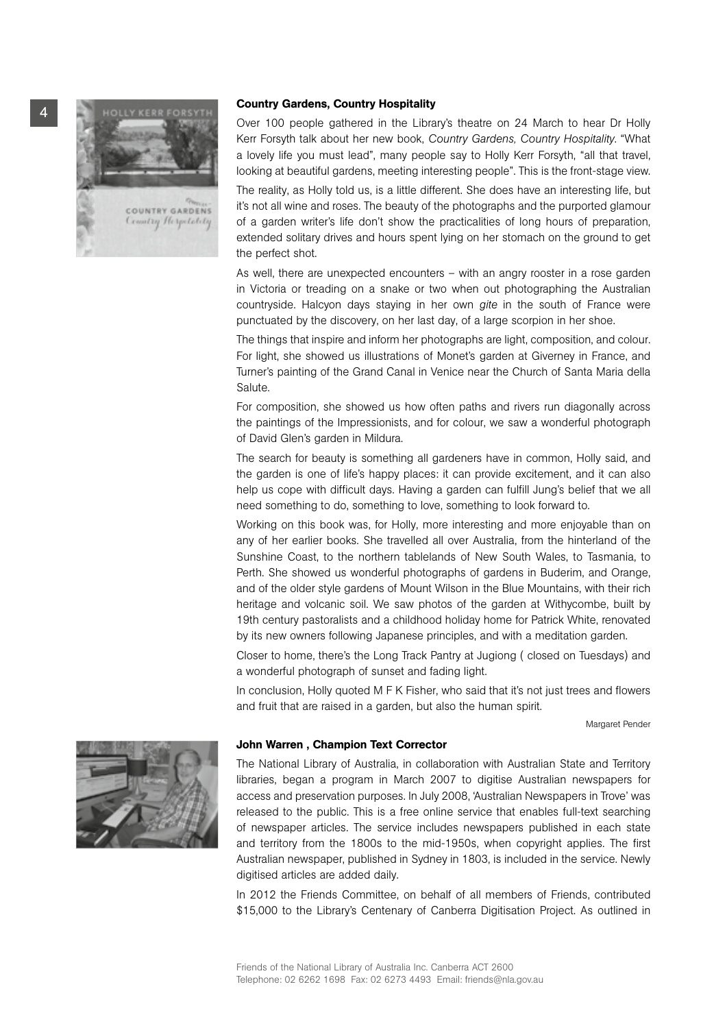## Country Gardens, Country Hospitality

Over 100 people gathered in the Library's theatre on 24 March to hear Dr Holly Kerr Forsyth talk about her new book, *Country Gardens, Country Hospitality.* "What a lovely life you must lead", many people say to Holly Kerr Forsyth, "all that travel, looking at beautiful gardens, meeting interesting people". This is the front-stage view.

The reality, as Holly told us, is a little different. She does have an interesting life, but it's not all wine and roses. The beauty of the photographs and the purported glamour of a garden writer's life don't show the practicalities of long hours of preparation, extended solitary drives and hours spent lying on her stomach on the ground to get the perfect shot.

As well, there are unexpected encounters – with an angry rooster in a rose garden in Victoria or treading on a snake or two when out photographing the Australian countryside. Halcyon days staying in her own *gite* in the south of France were punctuated by the discovery, on her last day, of a large scorpion in her shoe.

The things that inspire and inform her photographs are light, composition, and colour. For light, she showed us illustrations of Monet's garden at Giverney in France, and Turner's painting of the Grand Canal in Venice near the Church of Santa Maria della Salute.

For composition, she showed us how often paths and rivers run diagonally across the paintings of the Impressionists, and for colour, we saw a wonderful photograph of David Glen's garden in Mildura.

The search for beauty is something all gardeners have in common, Holly said, and the garden is one of life's happy places: it can provide excitement, and it can also help us cope with difficult days. Having a garden can fulfill Jung's belief that we all need something to do, something to love, something to look forward to.

Working on this book was, for Holly, more interesting and more enjoyable than on any of her earlier books. She travelled all over Australia, from the hinterland of the Sunshine Coast, to the northern tablelands of New South Wales, to Tasmania, to Perth. She showed us wonderful photographs of gardens in Buderim, and Orange, and of the older style gardens of Mount Wilson in the Blue Mountains, with their rich heritage and volcanic soil. We saw photos of the garden at Withycombe, built by 19th century pastoralists and a childhood holiday home for Patrick White, renovated by its new owners following Japanese principles, and with a meditation garden.

Closer to home, there's the Long Track Pantry at Jugiong ( closed on Tuesdays) and a wonderful photograph of sunset and fading light.

In conclusion, Holly quoted M F K Fisher, who said that it's not just trees and flowers and fruit that are raised in a garden, but also the human spirit.

Margaret Pender

## John Warren , Champion Text Corrector

The National Library of Australia, in collaboration with Australian State and Territory libraries, began a program in March 2007 to digitise Australian newspapers for access and preservation purposes. In July 2008, 'Australian Newspapers in Trove' was released to the public. This is a free online service that enables full-text searching of newspaper articles. The service includes newspapers published in each state and territory from the 1800s to the mid-1950s, when copyright applies. The first Australian newspaper, published in Sydney in 1803, is included in the service. Newly digitised articles are added daily.

In 2012 the Friends Committee, on behalf of all members of Friends, contributed $15,000 to the Library's Centenary of Canberra Digitisation Project. As outlined in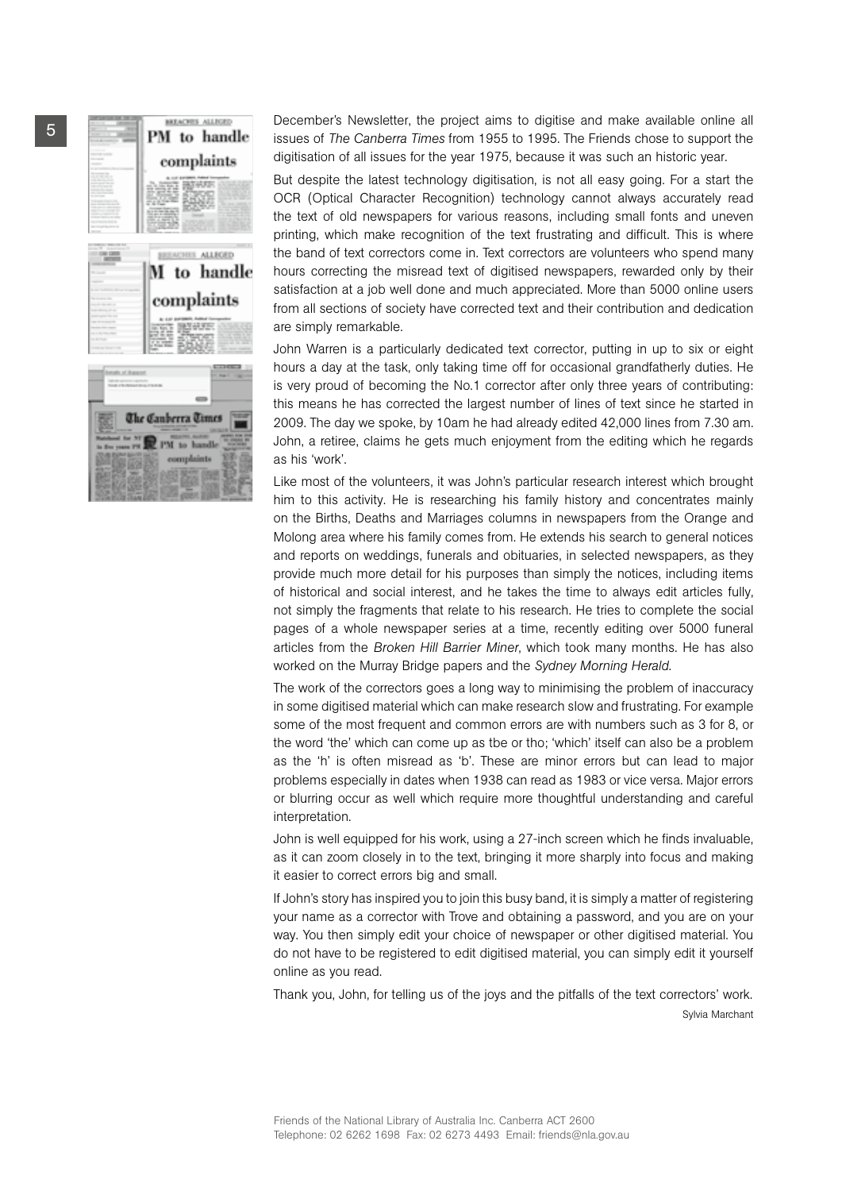December's Newsletter, the project aims to digitise and make available online all issues of *The Canberra Times* from 1955 to 1995. The Friends chose to support the digitisation of all issues for the year 1975, because it was such an historic year.

But despite the latest technology digitisation, is not all easy going. For a start the OCR (Optical Character Recognition) technology cannot always accurately read the text of old newspapers for various reasons, including small fonts and uneven printing, which make recognition of the text frustrating and difficult. This is where the band of text correctors come in. Text correctors are volunteers who spend many hours correcting the misread text of digitised newspapers, rewarded only by their satisfaction at a job well done and much appreciated. More than 5000 online users from all sections of society have corrected text and their contribution and dedication are simply remarkable.

John Warren is a particularly dedicated text corrector, putting in up to six or eight hours a day at the task, only taking time off for occasional grandfatherly duties. He is very proud of becoming the No.1 corrector after only three years of contributing: this means he has corrected the largest number of lines of text since he started in 2009. The day we spoke, by 10am he had already edited 42,000 lines from 7.30 am. John, a retiree, claims he gets much enjoyment from the editing which he regards as his 'work'.

Like most of the volunteers, it was John's particular research interest which brought him to this activity. He is researching his family history and concentrates mainly on the Births, Deaths and Marriages columns in newspapers from the Orange and Molong area where his family comes from. He extends his search to general notices and reports on weddings, funerals and obituaries, in selected newspapers, as they provide much more detail for his purposes than simply the notices, including items of historical and social interest, and he takes the time to always edit articles fully, not simply the fragments that relate to his research. He tries to complete the social pages of a whole newspaper series at a time, recently editing over 5000 funeral articles from the *Broken Hill Barrier Miner*, which took many months. He has also worked on the Murray Bridge papers and the *Sydney Morning Herald*.

The work of the correctors goes a long way to minimising the problem of inaccuracy in some digitised material which can make research slow and frustrating. For example some of the most frequent and common errors are with numbers such as 3 for 8, or the word 'the' which can come up as tbe or tho; 'which' itself can also be a problem as the 'h' is often misread as 'b'. These are minor errors but can lead to major problems especially in dates when 1938 can read as 1983 or vice versa. Major errors or blurring occur as well which require more thoughtful understanding and careful interpretation.

John is well equipped for his work, using a 27-inch screen which he finds invaluable, as it can zoom closely in to the text, bringing it more sharply into focus and making it easier to correct errors big and small.

If John's story has inspired you to join this busy band, it is simply a matter of registering your name as a corrector with Trove and obtaining a password, and you are on your way. You then simply edit your choice of newspaper or other digitised material. You do not have to be registered to edit digitised material, you can simply edit it yourself online as you read.

Thank you, John, for telling us of the joys and the pitfalls of the text correctors' work.

Sylvia Marchant

Friends of the National Library of Australia Inc. Canberra ACT 2600
Telephone: 02 6262 1698 Fax: 02 6273 4493 Email: friends@nla.gov.au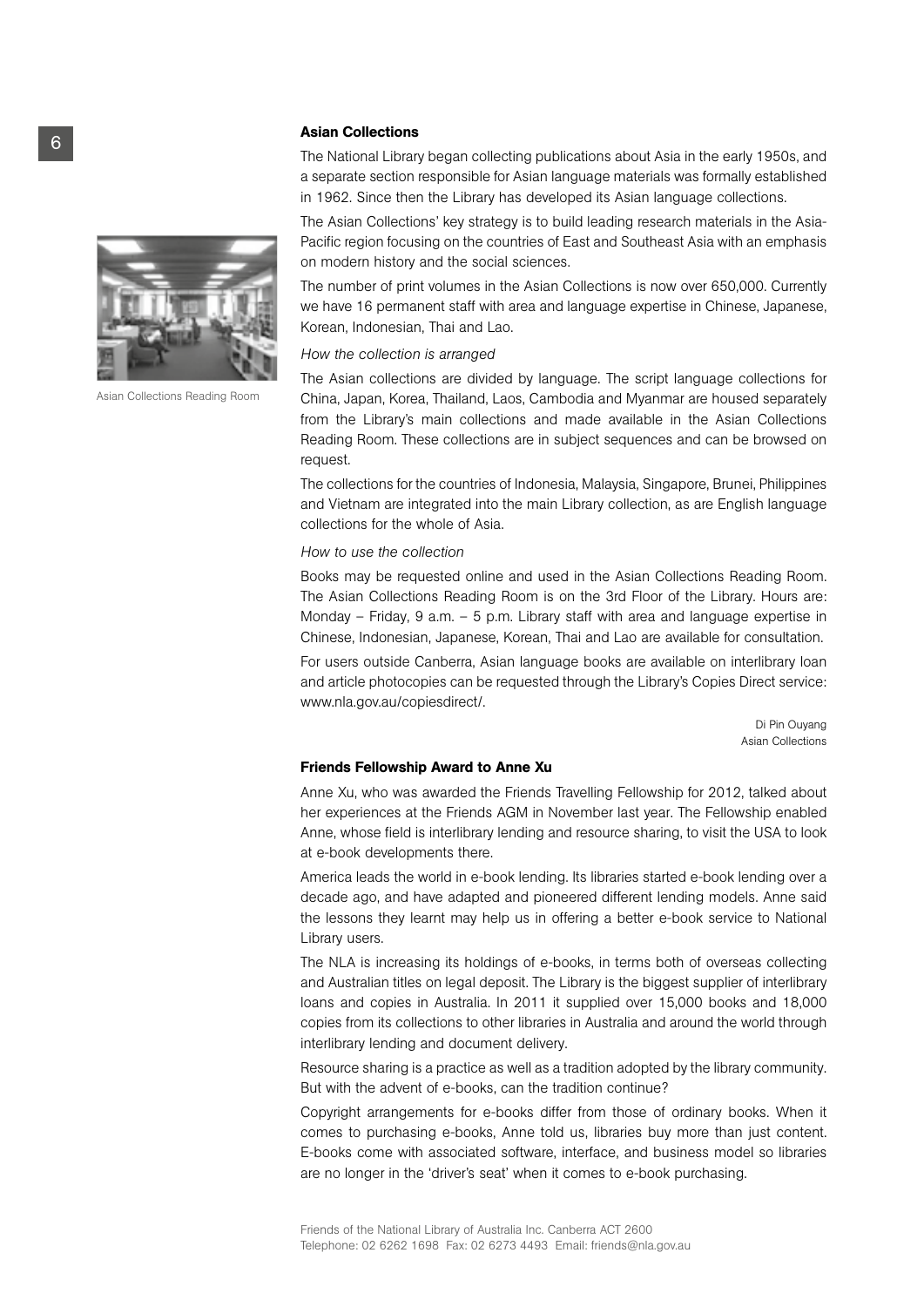## Asian Collections

The National Library began collecting publications about Asia in the early 1950s, and a separate section responsible for Asian language materials was formally established in 1962. Since then the Library has developed its Asian language collections.

The Asian Collections' key strategy is to build leading research materials in the Asia-Pacific region focusing on the countries of East and Southeast Asia with an emphasis on modern history and the social sciences.

The number of print volumes in the Asian Collections is now over 650,000. Currently we have 16 permanent staff with area and language expertise in Chinese, Japanese, Korean, Indonesian, Thai and Lao.

Asian Collections Reading Room

*How the collection is arranged*

The Asian collections are divided by language. The script language collections for China, Japan, Korea, Thailand, Laos, Cambodia and Myanmar are housed separately from the Library's main collections and made available in the Asian Collections Reading Room. These collections are in subject sequences and can be browsed on request.

The collections for the countries of Indonesia, Malaysia, Singapore, Brunei, Philippines and Vietnam are integrated into the main Library collection, as are English language collections for the whole of Asia.

*How to use the collection*

Books may be requested online and used in the Asian Collections Reading Room. The Asian Collections Reading Room is on the 3rd Floor of the Library. Hours are: Monday – Friday, 9 a.m. – 5 p.m. Library staff with area and language expertise in Chinese, Indonesian, Japanese, Korean, Thai and Lao are available for consultation.

For users outside Canberra, Asian language books are available on interlibrary loan and article photocopies can be requested through the Library's Copies Direct service: www.nla.gov.au/copiesdirect/.

Di Pin Ouyang
Asian Collections

## Friends Fellowship Award to Anne Xu

Anne Xu, who was awarded the Friends Travelling Fellowship for 2012, talked about her experiences at the Friends AGM in November last year. The Fellowship enabled Anne, whose field is interlibrary lending and resource sharing, to visit the USA to look at e-book developments there.

America leads the world in e-book lending. Its libraries started e-book lending over a decade ago, and have adapted and pioneered different lending models. Anne said the lessons they learnt may help us in offering a better e-book service to National Library users.

The NLA is increasing its holdings of e-books, in terms both of overseas collecting and Australian titles on legal deposit. The Library is the biggest supplier of interlibrary loans and copies in Australia. In 2011 it supplied over 15,000 books and 18,000 copies from its collections to other libraries in Australia and around the world through interlibrary lending and document delivery.

Resource sharing is a practice as well as a tradition adopted by the library community. But with the advent of e-books, can the tradition continue?

Copyright arrangements for e-books differ from those of ordinary books. When it comes to purchasing e-books, Anne told us, libraries buy more than just content. E-books come with associated software, interface, and business model so libraries are no longer in the 'driver's seat' when it comes to e-book purchasing.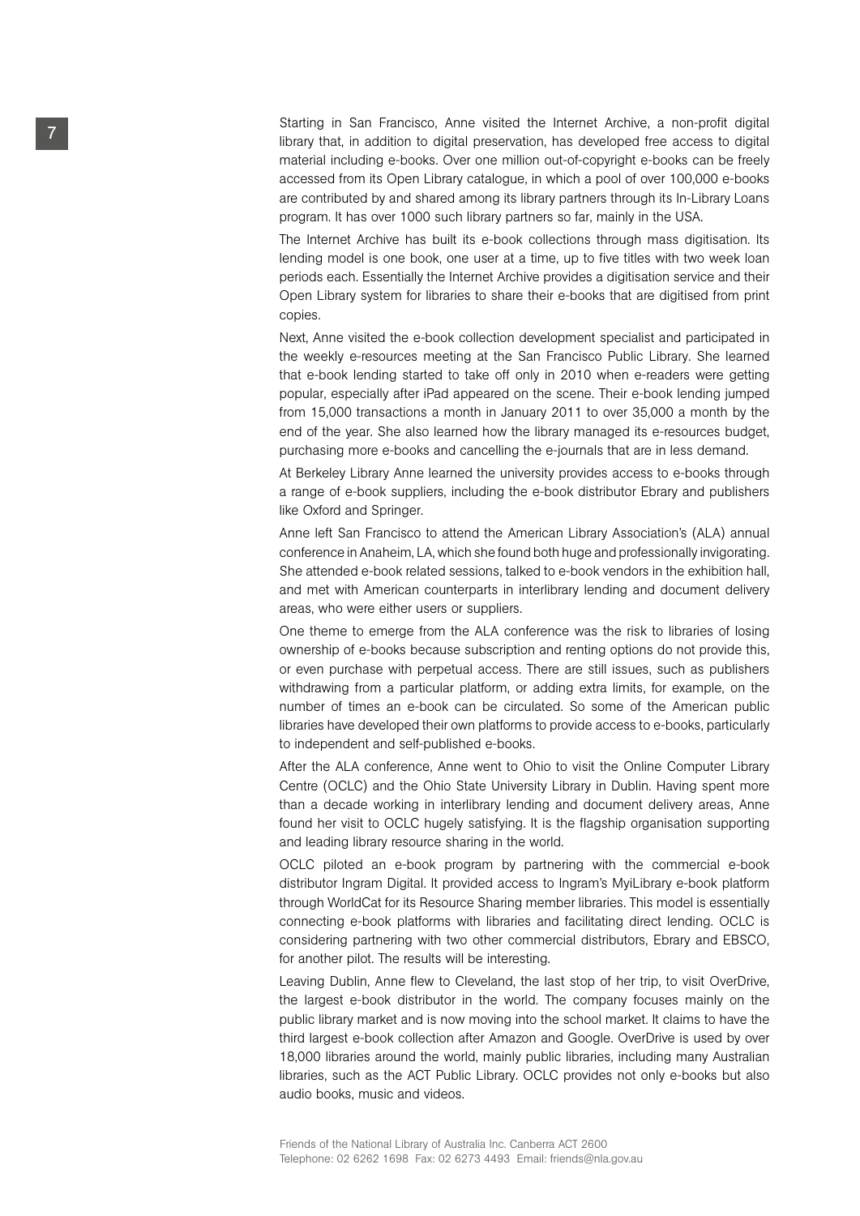Starting in San Francisco, Anne visited the Internet Archive, a non-profit digital library that, in addition to digital preservation, has developed free access to digital material including e-books. Over one million out-of-copyright e-books can be freely accessed from its Open Library catalogue, in which a pool of over 100,000 e-books are contributed by and shared among its library partners through its In-Library Loans program. It has over 1000 such library partners so far, mainly in the USA.

The Internet Archive has built its e-book collections through mass digitisation. Its lending model is one book, one user at a time, up to five titles with two week loan periods each. Essentially the Internet Archive provides a digitisation service and their Open Library system for libraries to share their e-books that are digitised from print copies.

Next, Anne visited the e-book collection development specialist and participated in the weekly e-resources meeting at the San Francisco Public Library. She learned that e-book lending started to take off only in 2010 when e-readers were getting popular, especially after iPad appeared on the scene. Their e-book lending jumped from 15,000 transactions a month in January 2011 to over 35,000 a month by the end of the year. She also learned how the library managed its e-resources budget, purchasing more e-books and cancelling the e-journals that are in less demand.

At Berkeley Library Anne learned the university provides access to e-books through a range of e-book suppliers, including the e-book distributor Ebrary and publishers like Oxford and Springer.

Anne left San Francisco to attend the American Library Association's (ALA) annual conference in Anaheim, LA, which she found both huge and professionally invigorating. She attended e-book related sessions, talked to e-book vendors in the exhibition hall, and met with American counterparts in interlibrary lending and document delivery areas, who were either users or suppliers.

One theme to emerge from the ALA conference was the risk to libraries of losing ownership of e-books because subscription and renting options do not provide this, or even purchase with perpetual access. There are still issues, such as publishers withdrawing from a particular platform, or adding extra limits, for example, on the number of times an e-book can be circulated. So some of the American public libraries have developed their own platforms to provide access to e-books, particularly to independent and self-published e-books.

After the ALA conference, Anne went to Ohio to visit the Online Computer Library Centre (OCLC) and the Ohio State University Library in Dublin. Having spent more than a decade working in interlibrary lending and document delivery areas, Anne found her visit to OCLC hugely satisfying. It is the flagship organisation supporting and leading library resource sharing in the world.

OCLC piloted an e-book program by partnering with the commercial e-book distributor Ingram Digital. It provided access to Ingram's MyiLibrary e-book platform through WorldCat for its Resource Sharing member libraries. This model is essentially connecting e-book platforms with libraries and facilitating direct lending. OCLC is considering partnering with two other commercial distributors, Ebrary and EBSCO, for another pilot. The results will be interesting.

Leaving Dublin, Anne flew to Cleveland, the last stop of her trip, to visit OverDrive, the largest e-book distributor in the world. The company focuses mainly on the public library market and is now moving into the school market. It claims to have the third largest e-book collection after Amazon and Google. OverDrive is used by over 18,000 libraries around the world, mainly public libraries, including many Australian libraries, such as the ACT Public Library. OCLC provides not only e-books but also audio books, music and videos.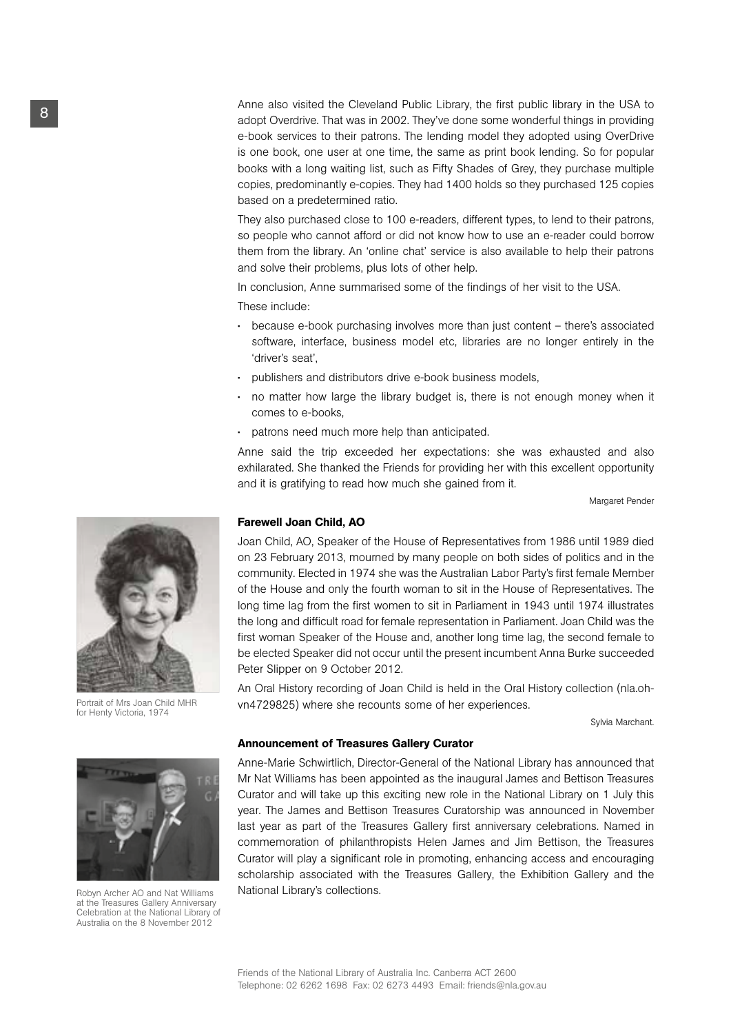Anne also visited the Cleveland Public Library, the first public library in the USA to adopt Overdrive. That was in 2002. They've done some wonderful things in providing e-book services to their patrons. The lending model they adopted using OverDrive is one book, one user at one time, the same as print book lending. So for popular books with a long waiting list, such as Fifty Shades of Grey, they purchase multiple copies, predominantly e-copies. They had 1400 holds so they purchased 125 copies based on a predetermined ratio.

They also purchased close to 100 e-readers, different types, to lend to their patrons, so people who cannot afford or did not know how to use an e-reader could borrow them from the library. An 'online chat' service is also available to help their patrons and solve their problems, plus lots of other help.

In conclusion, Anne summarised some of the findings of her visit to the USA.

These include:

- because e-book purchasing involves more than just content – there's associated software, interface, business model etc, libraries are no longer entirely in the 'driver's seat',
- publishers and distributors drive e-book business models,
- no matter how large the library budget is, there is not enough money when it comes to e-books,
- patrons need much more help than anticipated.

Anne said the trip exceeded her expectations: she was exhausted and also exhilarated. She thanked the Friends for providing her with this excellent opportunity and it is gratifying to read how much she gained from it.

Margaret Pender

## Farewell Joan Child, AO

Joan Child, AO, Speaker of the House of Representatives from 1986 until 1989 died on 23 February 2013, mourned by many people on both sides of politics and in the community. Elected in 1974 she was the Australian Labor Party's first female Member of the House and only the fourth woman to sit in the House of Representatives. The long time lag from the first women to sit in Parliament in 1943 until 1974 illustrates the long and difficult road for female representation in Parliament. Joan Child was the first woman Speaker of the House and, another long time lag, the second female to be elected Speaker did not occur until the present incumbent Anna Burke succeeded Peter Slipper on 9 October 2012.

An Oral History recording of Joan Child is held in the Oral History collection (nla.oh-vn4729825) where she recounts some of her experiences.

Sylvia Marchant.

Portrait of Mrs Joan Child MHR for Henty Victoria, 1974

## Announcement of Treasures Gallery Curator

Anne-Marie Schwirtlich, Director-General of the National Library has announced that Mr Nat Williams has been appointed as the inaugural James and Bettison Treasures Curator and will take up this exciting new role in the National Library on 1 July this year. The James and Bettison Treasures Curatorship was announced in November last year as part of the Treasures Gallery first anniversary celebrations. Named in commemoration of philanthropists Helen James and Jim Bettison, the Treasures Curator will play a significant role in promoting, enhancing access and encouraging scholarship associated with the Treasures Gallery, the Exhibition Gallery and the National Library's collections.

Robyn Archer AO and Nat Williams at the Treasures Gallery Anniversary Celebration at the National Library of Australia on the 8 November 2012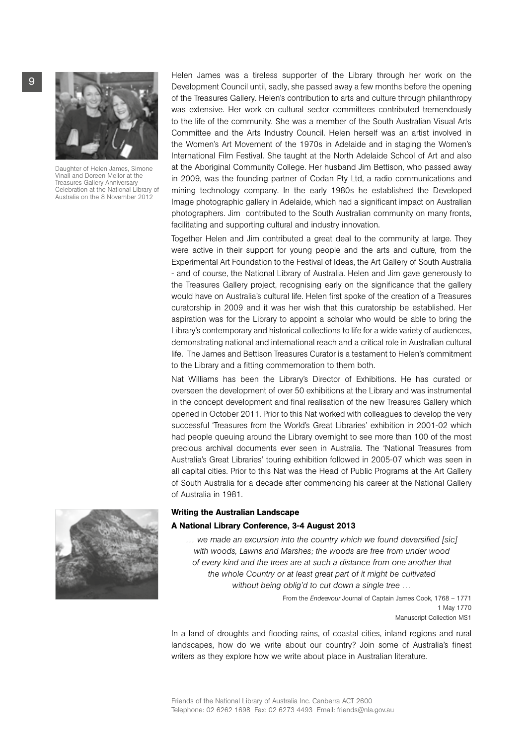Daughter of Helen James, Simone Vinall and Doreen Mellor at the Treasures Gallery Anniversary Celebration at the National Library of Australia on the 8 November 2012

Helen James was a tireless supporter of the Library through her work on the Development Council until, sadly, she passed away a few months before the opening of the Treasures Gallery. Helen's contribution to arts and culture through philanthropy was extensive. Her work on cultural sector committees contributed tremendously to the life of the community. She was a member of the South Australian Visual Arts Committee and the Arts Industry Council. Helen herself was an artist involved in the Women's Art Movement of the 1970s in Adelaide and in staging the Women's International Film Festival. She taught at the North Adelaide School of Art and also at the Aboriginal Community College. Her husband Jim Bettison, who passed away in 2009, was the founding partner of Codan Pty Ltd, a radio communications and mining technology company. In the early 1980s he established the Developed Image photographic gallery in Adelaide, which had a significant impact on Australian photographers. Jim contributed to the South Australian community on many fronts, facilitating and supporting cultural and industry innovation.

Together Helen and Jim contributed a great deal to the community at large. They were active in their support for young people and the arts and culture, from the Experimental Art Foundation to the Festival of Ideas, the Art Gallery of South Australia - and of course, the National Library of Australia. Helen and Jim gave generously to the Treasures Gallery project, recognising early on the significance that the gallery would have on Australia's cultural life. Helen first spoke of the creation of a Treasures curatorship in 2009 and it was her wish that this curatorship be established. Her aspiration was for the Library to appoint a scholar who would be able to bring the Library's contemporary and historical collections to life for a wide variety of audiences, demonstrating national and international reach and a critical role in Australian cultural life. The James and Bettison Treasures Curator is a testament to Helen's commitment to the Library and a fitting commemoration to them both.

Nat Williams has been the Library's Director of Exhibitions. He has curated or overseen the development of over 50 exhibitions at the Library and was instrumental in the concept development and final realisation of the new Treasures Gallery which opened in October 2011. Prior to this Nat worked with colleagues to develop the very successful 'Treasures from the World's Great Libraries' exhibition in 2001-02 which had people queuing around the Library overnight to see more than 100 of the most precious archival documents ever seen in Australia. The 'National Treasures from Australia's Great Libraries' touring exhibition followed in 2005-07 which was seen in all capital cities. Prior to this Nat was the Head of Public Programs at the Art Gallery of South Australia for a decade after commencing his career at the National Gallery of Australia in 1981.

## Writing the Australian Landscape

### A National Library Conference, 3-4 August 2013

*… we made an excursion into the country which we found deversified [sic] with woods, Lawns and Marshes; the woods are free from under wood of every kind and the trees are at such a distance from one another that the whole Country or at least great part of it might be cultivated without being oblig'd to cut down a single tree …*

From the *Endeavour* Journal of Captain James Cook, 1768 – 1771
1 May 1770
Manuscript Collection MS1

In a land of droughts and flooding rains, of coastal cities, inland regions and rural landscapes, how do we write about our country? Join some of Australia's finest writers as they explore how we write about place in Australian literature.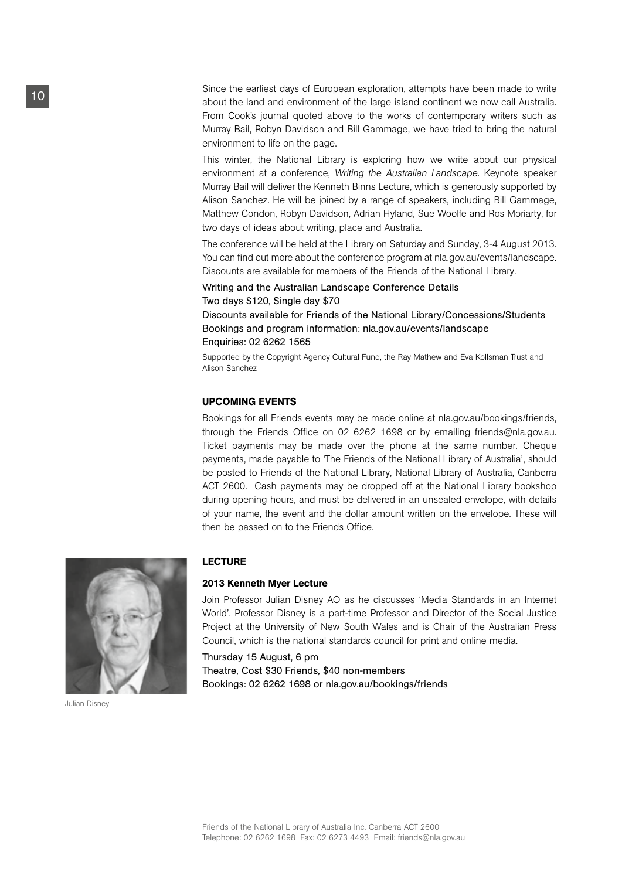Since the earliest days of European exploration, attempts have been made to write about the land and environment of the large island continent we now call Australia. From Cook's journal quoted above to the works of contemporary writers such as Murray Bail, Robyn Davidson and Bill Gammage, we have tried to bring the natural environment to life on the page.

This winter, the National Library is exploring how we write about our physical environment at a conference, *Writing the Australian Landscape*. Keynote speaker Murray Bail will deliver the Kenneth Binns Lecture, which is generously supported by Alison Sanchez. He will be joined by a range of speakers, including Bill Gammage, Matthew Condon, Robyn Davidson, Adrian Hyland, Sue Woolfe and Ros Moriarty, for two days of ideas about writing, place and Australia.

The conference will be held at the Library on Saturday and Sunday, 3-4 August 2013. You can find out more about the conference program at nla.gov.au/events/landscape. Discounts are available for members of the Friends of the National Library.

Writing and the Australian Landscape Conference Details
Two days $120, Single day $70
Discounts available for Friends of the National Library/Concessions/Students
Bookings and program information: nla.gov.au/events/landscape
Enquiries: 02 6262 1565

Supported by the Copyright Agency Cultural Fund, the Ray Mathew and Eva Kollsman Trust and Alison Sanchez

## UPCOMING EVENTS

Bookings for all Friends events may be made online at nla.gov.au/bookings/friends, through the Friends Office on 02 6262 1698 or by emailing friends@nla.gov.au. Ticket payments may be made over the phone at the same number. Cheque payments, made payable to 'The Friends of the National Library of Australia', should be posted to Friends of the National Library, National Library of Australia, Canberra ACT 2600. Cash payments may be dropped off at the National Library bookshop during opening hours, and must be delivered in an unsealed envelope, with details of your name, the event and the dollar amount written on the envelope. These will then be passed on to the Friends Office.

## LECTURE

### 2013 Kenneth Myer Lecture

Join Professor Julian Disney AO as he discusses 'Media Standards in an Internet World'. Professor Disney is a part-time Professor and Director of the Social Justice Project at the University of New South Wales and is Chair of the Australian Press Council, which is the national standards council for print and online media.

Thursday 15 August, 6 pm
Theatre, Cost $30 Friends, $40 non-members
Bookings: 02 6262 1698 or nla.gov.au/bookings/friends

Julian Disney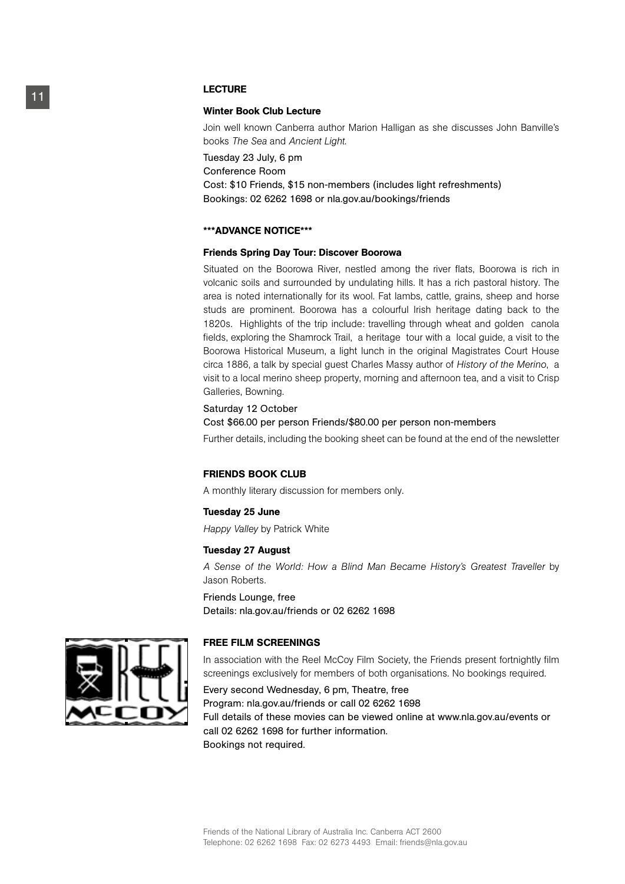## LECTURE

### Winter Book Club Lecture

Join well known Canberra author Marion Halligan as she discusses John Banville's books *The Sea* and *Ancient Light*.

Tuesday 23 July, 6 pm
Conference Room
Cost: $10 Friends, $15 non-members (includes light refreshments)
Bookings: 02 6262 1698 or nla.gov.au/bookings/friends

## ***ADVANCE NOTICE***

### Friends Spring Day Tour: Discover Boorowa

Situated on the Boorowa River, nestled among the river flats, Boorowa is rich in volcanic soils and surrounded by undulating hills. It has a rich pastoral history. The area is noted internationally for its wool. Fat lambs, cattle, grains, sheep and horse studs are prominent. Boorowa has a colourful Irish heritage dating back to the 1820s. Highlights of the trip include: travelling through wheat and golden canola fields, exploring the Shamrock Trail, a heritage tour with a local guide, a visit to the Boorowa Historical Museum, a light lunch in the original Magistrates Court House circa 1886, a talk by special guest Charles Massy author of *History of the Merino*, a visit to a local merino sheep property, morning and afternoon tea, and a visit to Crisp Galleries, Bowning.

Saturday 12 October
Cost $66.00 per person Friends/$80.00 per person non-members

Further details, including the booking sheet can be found at the end of the newsletter

## FRIENDS BOOK CLUB

A monthly literary discussion for members only.

**Tuesday 25 June**

*Happy Valley* by Patrick White

**Tuesday 27 August**

*A Sense of the World: How a Blind Man Became History's Greatest Traveller* by Jason Roberts.

Friends Lounge, free
Details: nla.gov.au/friends or 02 6262 1698

## FREE FILM SCREENINGS

In association with the Reel McCoy Film Society, the Friends present fortnightly film screenings exclusively for members of both organisations. No bookings required.

Every second Wednesday, 6 pm, Theatre, free
Program: nla.gov.au/friends or call 02 6262 1698
Full details of these movies can be viewed online at www.nla.gov.au/events or call 02 6262 1698 for further information.
Bookings not required.

Friends of the National Library of Australia Inc. Canberra ACT 2600
Telephone: 02 6262 1698 Fax: 02 6273 4493 Email: friends@nla.gov.au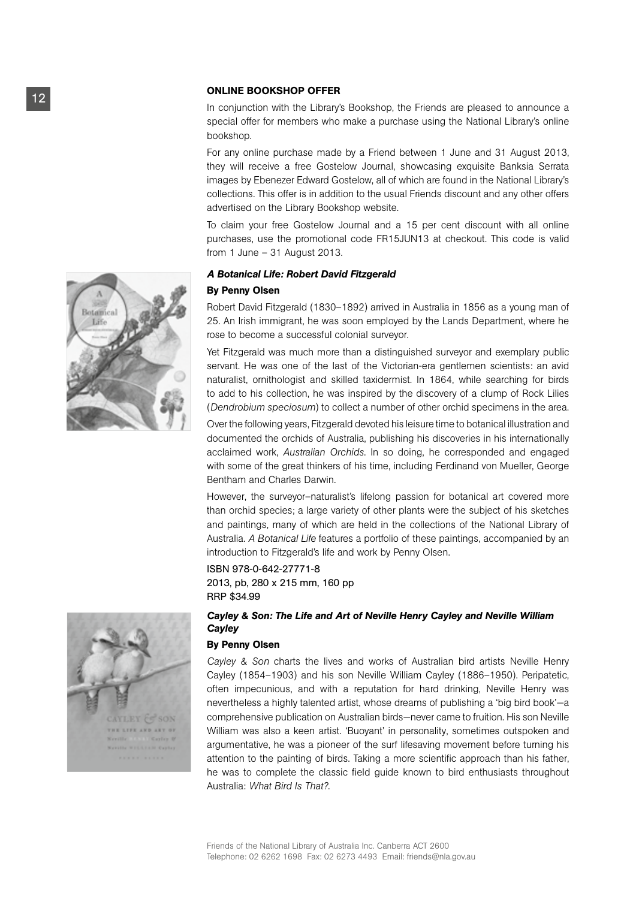## ONLINE BOOKSHOP OFFER

In conjunction with the Library's Bookshop, the Friends are pleased to announce a special offer for members who make a purchase using the National Library's online bookshop.

For any online purchase made by a Friend between 1 June and 31 August 2013, they will receive a free Gostelow Journal, showcasing exquisite Banksia Serrata images by Ebenezer Edward Gostelow, all of which are found in the National Library's collections. This offer is in addition to the usual Friends discount and any other offers advertised on the Library Bookshop website.

To claim your free Gostelow Journal and a 15 per cent discount with all online purchases, use the promotional code FR15JUN13 at checkout. This code is valid from 1 June – 31 August 2013.

### *A Botanical Life: Robert David Fitzgerald*

**By Penny Olsen**

Robert David Fitzgerald (1830–1892) arrived in Australia in 1856 as a young man of 25. An Irish immigrant, he was soon employed by the Lands Department, where he rose to become a successful colonial surveyor.

Yet Fitzgerald was much more than a distinguished surveyor and exemplary public servant. He was one of the last of the Victorian-era gentlemen scientists: an avid naturalist, ornithologist and skilled taxidermist. In 1864, while searching for birds to add to his collection, he was inspired by the discovery of a clump of Rock Lilies (*Dendrobium speciosum*) to collect a number of other orchid specimens in the area.

Over the following years, Fitzgerald devoted his leisure time to botanical illustration and documented the orchids of Australia, publishing his discoveries in his internationally acclaimed work, *Australian Orchids*. In so doing, he corresponded and engaged with some of the great thinkers of his time, including Ferdinand von Mueller, George Bentham and Charles Darwin.

However, the surveyor–naturalist's lifelong passion for botanical art covered more than orchid species; a large variety of other plants were the subject of his sketches and paintings, many of which are held in the collections of the National Library of Australia. *A Botanical Life* features a portfolio of these paintings, accompanied by an introduction to Fitzgerald's life and work by Penny Olsen.

ISBN 978-0-642-27771-8
2013, pb, 280 x 215 mm, 160 pp
RRP $34.99

### *Cayley & Son: The Life and Art of Neville Henry Cayley and Neville William Cayley*

**By Penny Olsen**

*Cayley & Son* charts the lives and works of Australian bird artists Neville Henry Cayley (1854–1903) and his son Neville William Cayley (1886–1950). Peripatetic, often impecunious, and with a reputation for hard drinking, Neville Henry was nevertheless a highly talented artist, whose dreams of publishing a 'big bird book'—a comprehensive publication on Australian birds—never came to fruition. His son Neville William was also a keen artist. 'Buoyant' in personality, sometimes outspoken and argumentative, he was a pioneer of the surf lifesaving movement before turning his attention to the painting of birds. Taking a more scientific approach than his father, he was to complete the classic field guide known to bird enthusiasts throughout Australia: *What Bird Is That?*.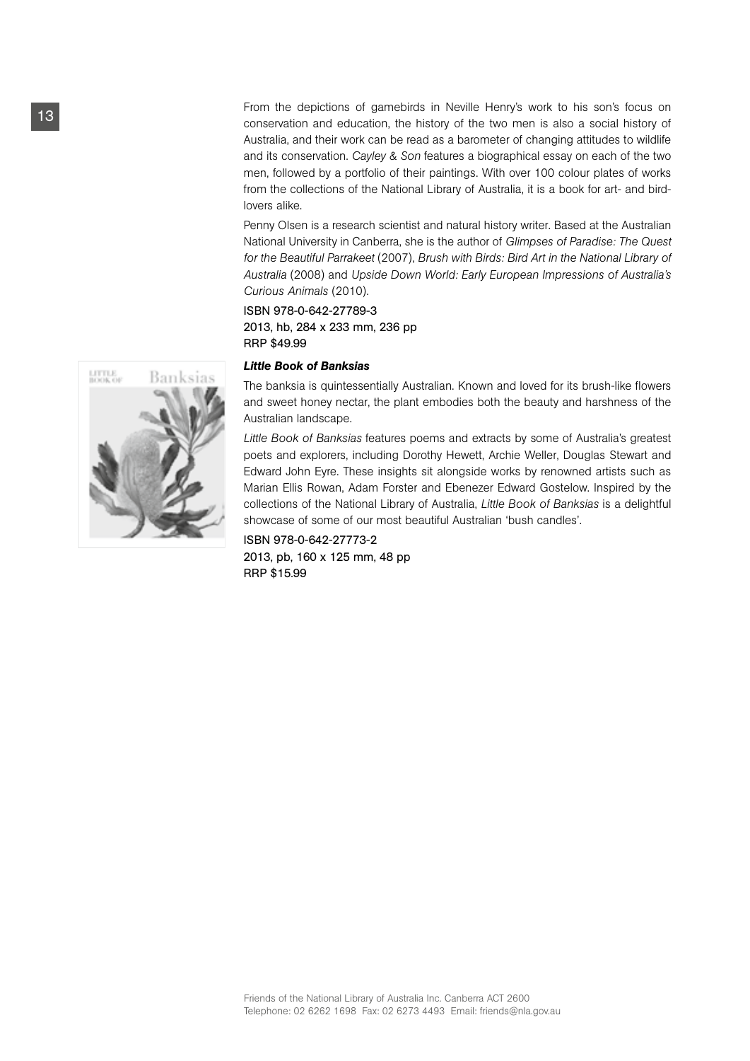From the depictions of gamebirds in Neville Henry's work to his son's focus on conservation and education, the history of the two men is also a social history of Australia, and their work can be read as a barometer of changing attitudes to wildlife and its conservation. *Cayley & Son* features a biographical essay on each of the two men, followed by a portfolio of their paintings. With over 100 colour plates of works from the collections of the National Library of Australia, it is a book for art- and bird-lovers alike.

Penny Olsen is a research scientist and natural history writer. Based at the Australian National University in Canberra, she is the author of *Glimpses of Paradise: The Quest for the Beautiful Parrakeet* (2007), *Brush with Birds: Bird Art in the National Library of Australia* (2008) and *Upside Down World: Early European Impressions of Australia's Curious Animals* (2010).

ISBN 978-0-642-27789-3
2013, hb, 284 x 233 mm, 236 pp
RRP $49.99

***Little Book of Banksias***

The banksia is quintessentially Australian. Known and loved for its brush-like flowers and sweet honey nectar, the plant embodies both the beauty and harshness of the Australian landscape.

*Little Book of Banksias* features poems and extracts by some of Australia's greatest poets and explorers, including Dorothy Hewett, Archie Weller, Douglas Stewart and Edward John Eyre. These insights sit alongside works by renowned artists such as Marian Ellis Rowan, Adam Forster and Ebenezer Edward Gostelow. Inspired by the collections of the National Library of Australia, *Little Book of Banksias* is a delightful showcase of some of our most beautiful Australian 'bush candles'.

ISBN 978-0-642-27773-2
2013, pb, 160 x 125 mm, 48 pp
RRP $15.99

Friends of the National Library of Australia Inc. Canberra ACT 2600
Telephone: 02 6262 1698 Fax: 02 6273 4493 Email: friends@nla.gov.au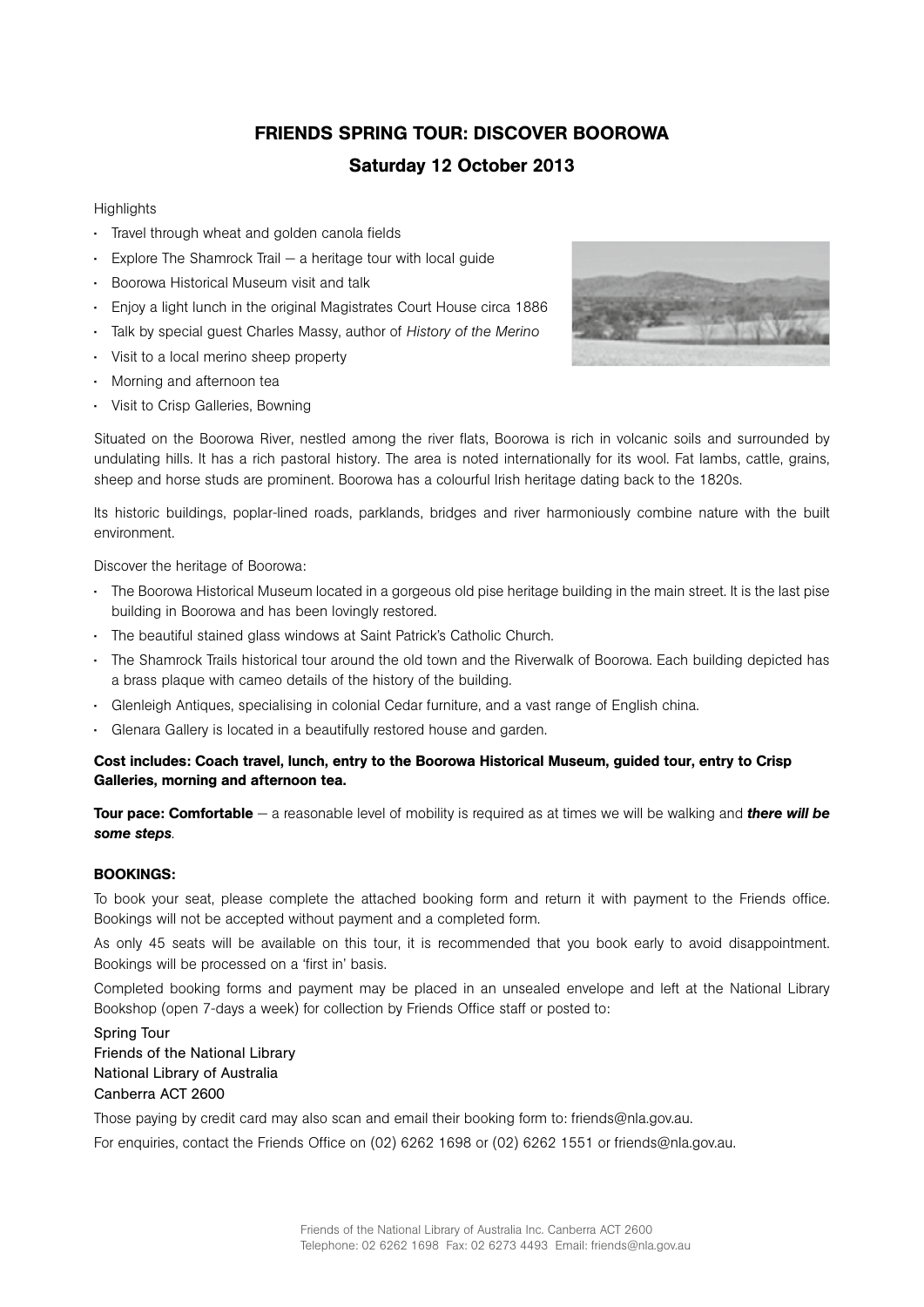# FRIENDS SPRING TOUR: DISCOVER BOOROWA

## Saturday 12 October 2013

Highlights

- Travel through wheat and golden canola fields
- Explore The Shamrock Trail – a heritage tour with local guide
- Boorowa Historical Museum visit and talk
- Enjoy a light lunch in the original Magistrates Court House circa 1886
- Talk by special guest Charles Massy, author of *History of the Merino*
- Visit to a local merino sheep property
- Morning and afternoon tea
- Visit to Crisp Galleries, Bowning

Situated on the Boorowa River, nestled among the river flats, Boorowa is rich in volcanic soils and surrounded by undulating hills. It has a rich pastoral history. The area is noted internationally for its wool. Fat lambs, cattle, grains, sheep and horse studs are prominent. Boorowa has a colourful Irish heritage dating back to the 1820s.

Its historic buildings, poplar-lined roads, parklands, bridges and river harmoniously combine nature with the built environment.

Discover the heritage of Boorowa:

- The Boorowa Historical Museum located in a gorgeous old pise heritage building in the main street. It is the last pise building in Boorowa and has been lovingly restored.
- The beautiful stained glass windows at Saint Patrick's Catholic Church.
- The Shamrock Trails historical tour around the old town and the Riverwalk of Boorowa. Each building depicted has a brass plaque with cameo details of the history of the building.
- Glenleigh Antiques, specialising in colonial Cedar furniture, and a vast range of English china.
- Glenara Gallery is located in a beautifully restored house and garden.

**Cost includes: Coach travel, lunch, entry to the Boorowa Historical Museum, guided tour, entry to Crisp Galleries, morning and afternoon tea.**

**Tour pace: Comfortable** – a reasonable level of mobility is required as at times we will be walking and ***there will be some steps***.

**BOOKINGS:**

To book your seat, please complete the attached booking form and return it with payment to the Friends office. Bookings will not be accepted without payment and a completed form.

As only 45 seats will be available on this tour, it is recommended that you book early to avoid disappointment. Bookings will be processed on a 'first in' basis.

Completed booking forms and payment may be placed in an unsealed envelope and left at the National Library Bookshop (open 7-days a week) for collection by Friends Office staff or posted to:

Spring Tour
Friends of the National Library
National Library of Australia
Canberra ACT 2600

Those paying by credit card may also scan and email their booking form to: friends@nla.gov.au.

For enquiries, contact the Friends Office on (02) 6262 1698 or (02) 6262 1551 or friends@nla.gov.au.

Friends of the National Library of Australia Inc. Canberra ACT 2600
Telephone: 02 6262 1698 Fax: 02 6273 4493 Email: friends@nla.gov.au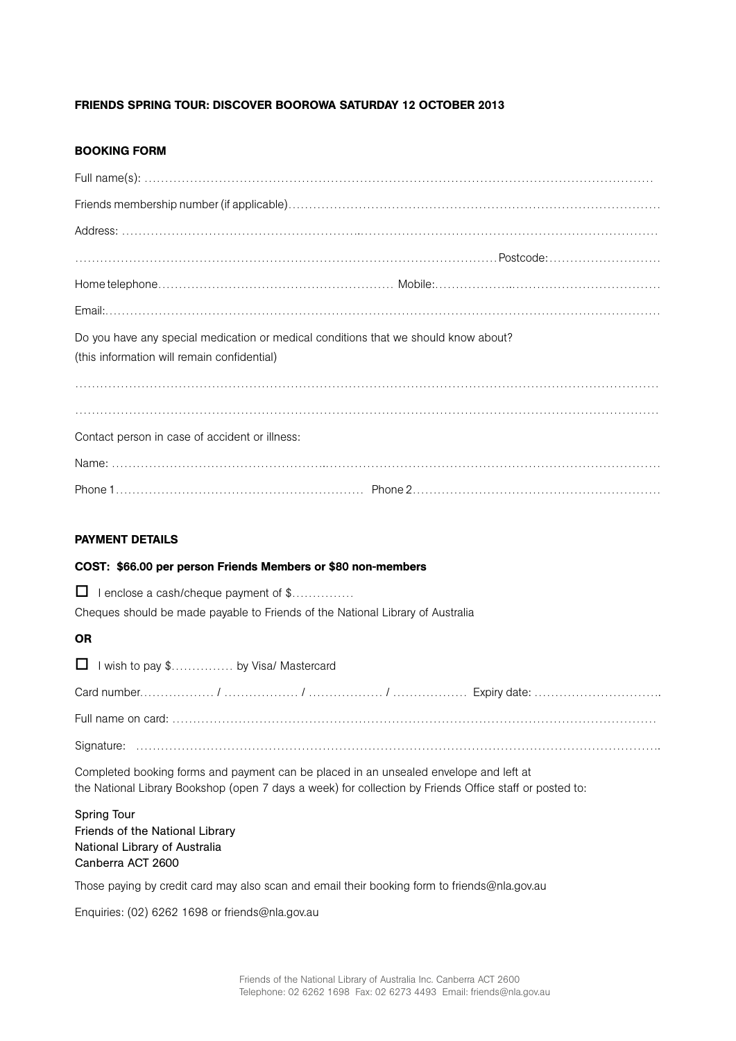**FRIENDS SPRING TOUR: DISCOVER BOOROWA SATURDAY 12 OCTOBER 2013**

**BOOKING FORM**

Full name(s): ..........................................................................................................................

Friends membership number (if applicable)..........................................................................

Address: ..................................................................................................................................

.......................................................................................................Postcode:.......................

Home telephone........................................................ Mobile:...............................................

Email:.......................................................................................................................................

Do you have any special medication or medical conditions that we should know about?
(this information will remain confidential)

..................................................................................................................................................

..................................................................................................................................................

Contact person in case of accident or illness:

Name: .......................................................................................................................................

Phone 1.......................................................... Phone 2..........................................................

**PAYMENT DETAILS**

**COST: $66.00 per person Friends Members or $80 non-members**

☐ I enclose a cash/cheque payment of $...............

Cheques should be made payable to Friends of the National Library of Australia

**OR**

☐ I wish to pay $............... by Visa/ Mastercard

Card number.................. / .................. / .................. / .................. Expiry date: ..............................

Full name on card: ..................................................................................................................

Signature: ................................................................................................................................

Completed booking forms and payment can be placed in an unsealed envelope and left at the National Library Bookshop (open 7 days a week) for collection by Friends Office staff or posted to:

Spring Tour
Friends of the National Library
National Library of Australia
Canberra ACT 2600

Those paying by credit card may also scan and email their booking form to friends@nla.gov.au

Enquiries: (02) 6262 1698 or friends@nla.gov.au

Friends of the National Library of Australia Inc. Canberra ACT 2600
Telephone: 02 6262 1698 Fax: 02 6273 4493 Email: friends@nla.gov.au